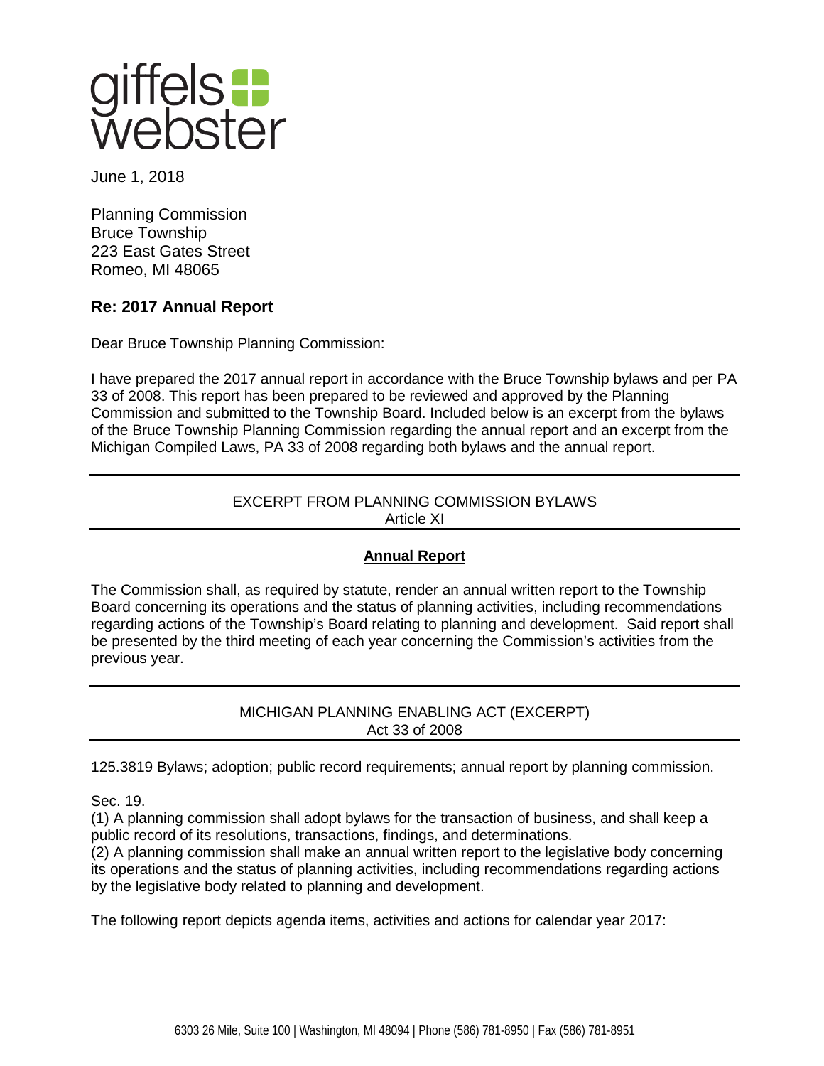giffels webster

June 1, 2018

Planning Commission
Bruce Township
223 East Gates Street
Romeo, MI 48065

**Re: 2017 Annual Report**

Dear Bruce Township Planning Commission:

I have prepared the 2017 annual report in accordance with the Bruce Township bylaws and per PA 33 of 2008. This report has been prepared to be reviewed and approved by the Planning Commission and submitted to the Township Board. Included below is an excerpt from the bylaws of the Bruce Township Planning Commission regarding the annual report and an excerpt from the Michigan Compiled Laws, PA 33 of 2008 regarding both bylaws and the annual report.

---

EXCERPT FROM PLANNING COMMISSION BYLAWS
Article XI

---

**Annual Report**

The Commission shall, as required by statute, render an annual written report to the Township Board concerning its operations and the status of planning activities, including recommendations regarding actions of the Township's Board relating to planning and development. Said report shall be presented by the third meeting of each year concerning the Commission's activities from the previous year.

---

MICHIGAN PLANNING ENABLING ACT (EXCERPT)
Act 33 of 2008

---

125.3819 Bylaws; adoption; public record requirements; annual report by planning commission.

Sec. 19.
(1) A planning commission shall adopt bylaws for the transaction of business, and shall keep a public record of its resolutions, transactions, findings, and determinations.
(2) A planning commission shall make an annual written report to the legislative body concerning its operations and the status of planning activities, including recommendations regarding actions by the legislative body related to planning and development.

The following report depicts agenda items, activities and actions for calendar year 2017:

6303 26 Mile, Suite 100 | Washington, MI 48094 | Phone (586) 781-8950 | Fax (586) 781-8951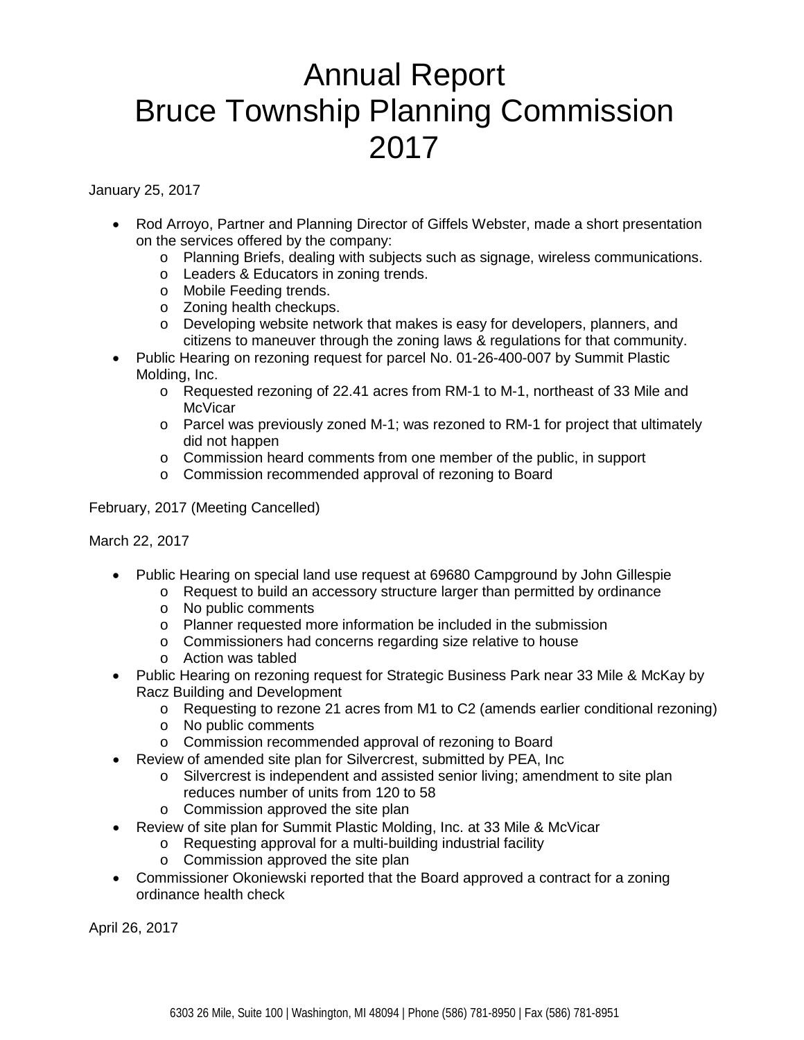# Annual Report
# Bruce Township Planning Commission
# 2017

January 25, 2017

- Rod Arroyo, Partner and Planning Director of Giffels Webster, made a short presentation on the services offered by the company:
  - Planning Briefs, dealing with subjects such as signage, wireless communications.
  - Leaders & Educators in zoning trends.
  - Mobile Feeding trends.
  - Zoning health checkups.
  - Developing website network that makes is easy for developers, planners, and citizens to maneuver through the zoning laws & regulations for that community.
- Public Hearing on rezoning request for parcel No. 01-26-400-007 by Summit Plastic Molding, Inc.
  - Requested rezoning of 22.41 acres from RM-1 to M-1, northeast of 33 Mile and McVicar
  - Parcel was previously zoned M-1; was rezoned to RM-1 for project that ultimately did not happen
  - Commission heard comments from one member of the public, in support
  - Commission recommended approval of rezoning to Board

February, 2017 (Meeting Cancelled)

March 22, 2017

- Public Hearing on special land use request at 69680 Campground by John Gillespie
  - Request to build an accessory structure larger than permitted by ordinance
  - No public comments
  - Planner requested more information be included in the submission
  - Commissioners had concerns regarding size relative to house
  - Action was tabled
- Public Hearing on rezoning request for Strategic Business Park near 33 Mile & McKay by Racz Building and Development
  - Requesting to rezone 21 acres from M1 to C2 (amends earlier conditional rezoning)
  - No public comments
  - Commission recommended approval of rezoning to Board
- Review of amended site plan for Silvercrest, submitted by PEA, Inc
  - Silvercrest is independent and assisted senior living; amendment to site plan reduces number of units from 120 to 58
  - Commission approved the site plan
- Review of site plan for Summit Plastic Molding, Inc. at 33 Mile & McVicar
  - Requesting approval for a multi-building industrial facility
  - Commission approved the site plan
- Commissioner Okoniewski reported that the Board approved a contract for a zoning ordinance health check

April 26, 2017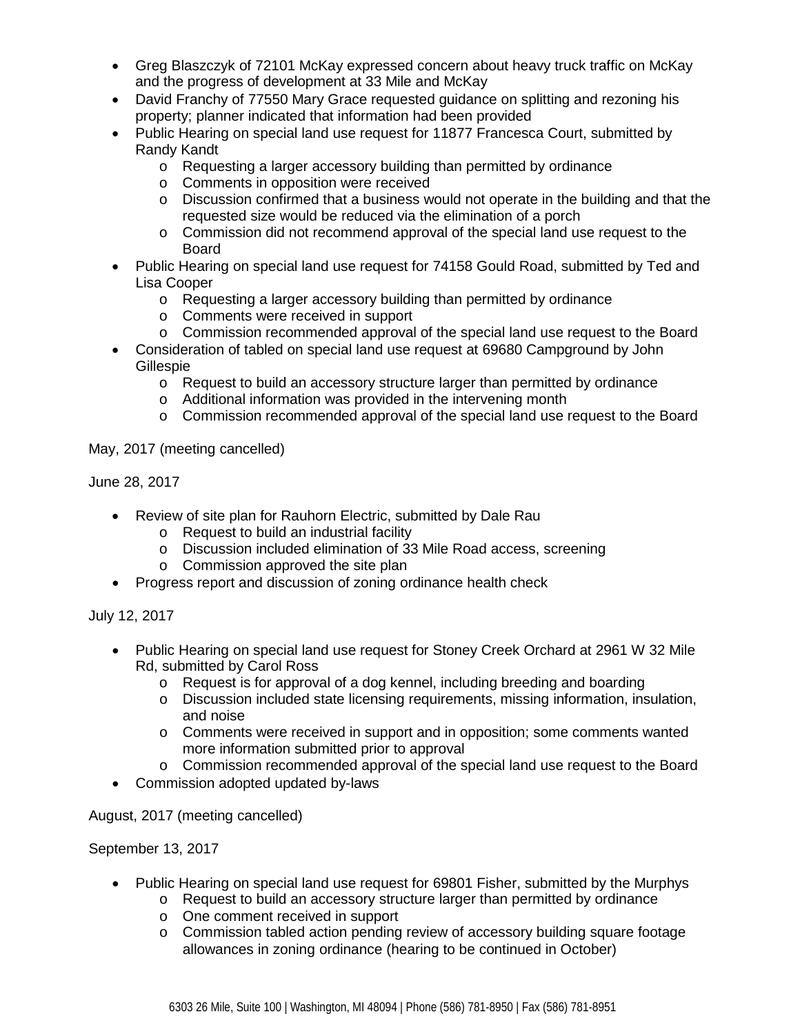- Greg Blaszczyk of 72101 McKay expressed concern about heavy truck traffic on McKay and the progress of development at 33 Mile and McKay
- David Franchy of 77550 Mary Grace requested guidance on splitting and rezoning his property; planner indicated that information had been provided
- Public Hearing on special land use request for 11877 Francesca Court, submitted by Randy Kandt
  - Requesting a larger accessory building than permitted by ordinance
  - Comments in opposition were received
  - Discussion confirmed that a business would not operate in the building and that the requested size would be reduced via the elimination of a porch
  - Commission did not recommend approval of the special land use request to the Board
- Public Hearing on special land use request for 74158 Gould Road, submitted by Ted and Lisa Cooper
  - Requesting a larger accessory building than permitted by ordinance
  - Comments were received in support
  - Commission recommended approval of the special land use request to the Board
- Consideration of tabled on special land use request at 69680 Campground by John Gillespie
  - Request to build an accessory structure larger than permitted by ordinance
  - Additional information was provided in the intervening month
  - Commission recommended approval of the special land use request to the Board

May, 2017 (meeting cancelled)

June 28, 2017

- Review of site plan for Rauhorn Electric, submitted by Dale Rau
  - Request to build an industrial facility
  - Discussion included elimination of 33 Mile Road access, screening
  - Commission approved the site plan
- Progress report and discussion of zoning ordinance health check

July 12, 2017

- Public Hearing on special land use request for Stoney Creek Orchard at 2961 W 32 Mile Rd, submitted by Carol Ross
  - Request is for approval of a dog kennel, including breeding and boarding
  - Discussion included state licensing requirements, missing information, insulation, and noise
  - Comments were received in support and in opposition; some comments wanted more information submitted prior to approval
  - Commission recommended approval of the special land use request to the Board
- Commission adopted updated by-laws

August, 2017 (meeting cancelled)

September 13, 2017

- Public Hearing on special land use request for 69801 Fisher, submitted by the Murphys
  - Request to build an accessory structure larger than permitted by ordinance
  - One comment received in support
  - Commission tabled action pending review of accessory building square footage allowances in zoning ordinance (hearing to be continued in October)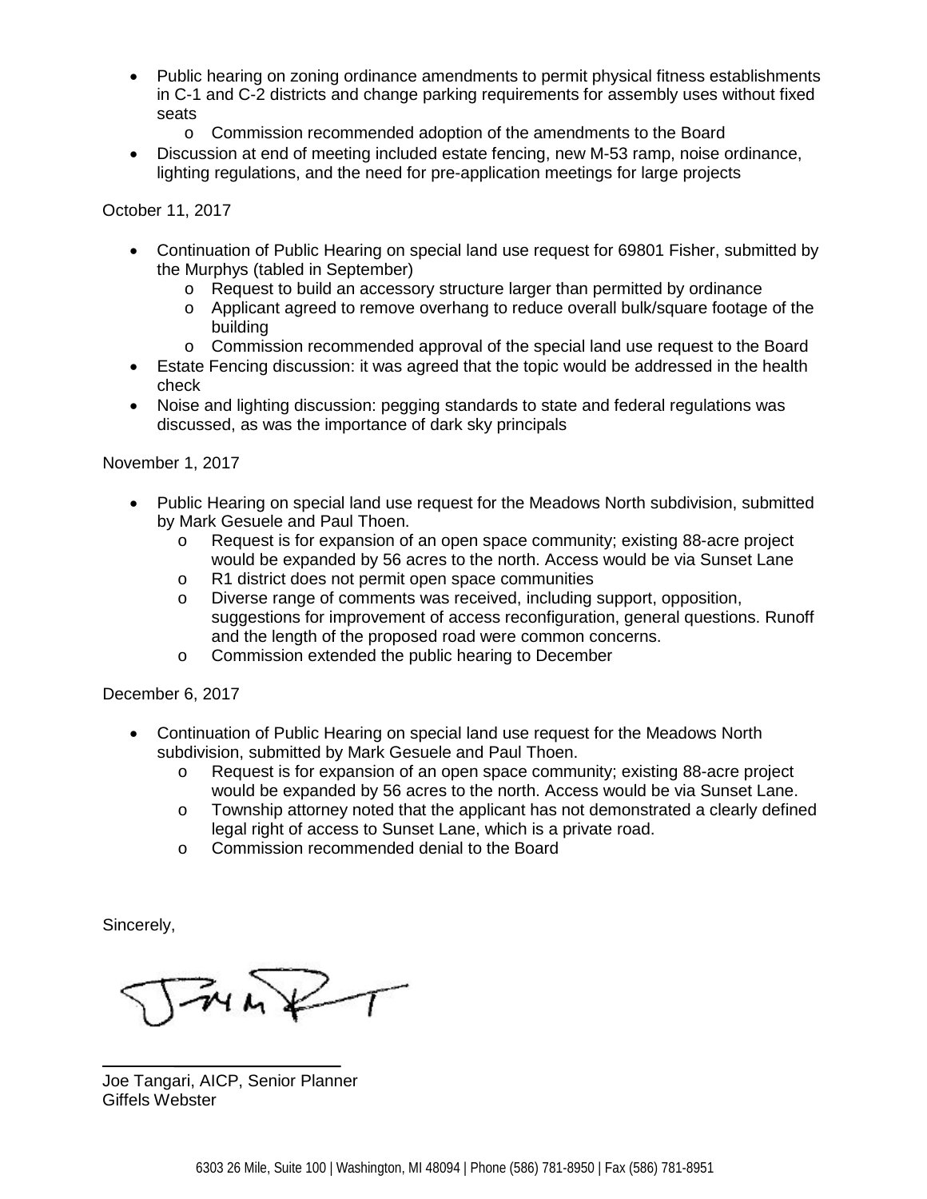- Public hearing on zoning ordinance amendments to permit physical fitness establishments in C-1 and C-2 districts and change parking requirements for assembly uses without fixed seats
    - Commission recommended adoption of the amendments to the Board
- Discussion at end of meeting included estate fencing, new M-53 ramp, noise ordinance, lighting regulations, and the need for pre-application meetings for large projects

October 11, 2017

- Continuation of Public Hearing on special land use request for 69801 Fisher, submitted by the Murphys (tabled in September)
    - Request to build an accessory structure larger than permitted by ordinance
    - Applicant agreed to remove overhang to reduce overall bulk/square footage of the building
    - Commission recommended approval of the special land use request to the Board
- Estate Fencing discussion: it was agreed that the topic would be addressed in the health check
- Noise and lighting discussion: pegging standards to state and federal regulations was discussed, as was the importance of dark sky principals

November 1, 2017

- Public Hearing on special land use request for the Meadows North subdivision, submitted by Mark Gesuele and Paul Thoen.
    - Request is for expansion of an open space community; existing 88-acre project would be expanded by 56 acres to the north. Access would be via Sunset Lane
    - R1 district does not permit open space communities
    - Diverse range of comments was received, including support, opposition, suggestions for improvement of access reconfiguration, general questions. Runoff and the length of the proposed road were common concerns.
    - Commission extended the public hearing to December

December 6, 2017

- Continuation of Public Hearing on special land use request for the Meadows North subdivision, submitted by Mark Gesuele and Paul Thoen.
    - Request is for expansion of an open space community; existing 88-acre project would be expanded by 56 acres to the north. Access would be via Sunset Lane.
    - Township attorney noted that the applicant has not demonstrated a clearly defined legal right of access to Sunset Lane, which is a private road.
    - Commission recommended denial to the Board

Sincerely,

Joe Tangari, AICP, Senior Planner
Giffels Webster

6303 26 Mile, Suite 100 | Washington, MI 48094 | Phone (586) 781-8950 | Fax (586) 781-8951